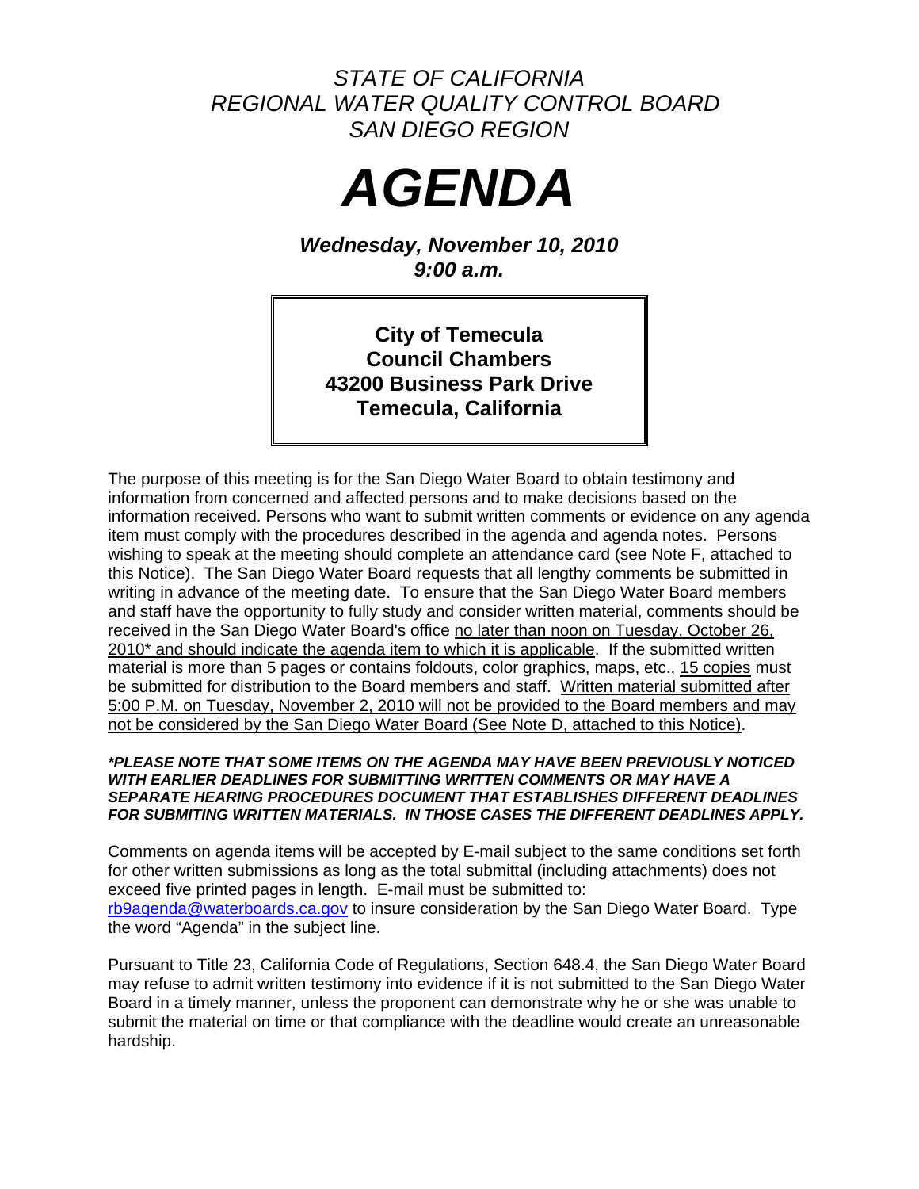*STATE OF CALIFORNIA*
*REGIONAL WATER QUALITY CONTROL BOARD*
*SAN DIEGO REGION*

# *AGENDA*

***Wednesday, November 10, 2010***
***9:00 a.m.***

**City of Temecula**
**Council Chambers**
**43200 Business Park Drive**
**Temecula, California**

The purpose of this meeting is for the San Diego Water Board to obtain testimony and information from concerned and affected persons and to make decisions based on the information received. Persons who want to submit written comments or evidence on any agenda item must comply with the procedures described in the agenda and agenda notes. Persons wishing to speak at the meeting should complete an attendance card (see Note F, attached to this Notice). The San Diego Water Board requests that all lengthy comments be submitted in writing in advance of the meeting date. To ensure that the San Diego Water Board members and staff have the opportunity to fully study and consider written material, comments should be received in the San Diego Water Board's office no later than noon on Tuesday, October 26, 2010* and should indicate the agenda item to which it is applicable. If the submitted written material is more than 5 pages or contains foldouts, color graphics, maps, etc., 15 copies must be submitted for distribution to the Board members and staff. Written material submitted after 5:00 P.M. on Tuesday, November 2, 2010 will not be provided to the Board members and may not be considered by the San Diego Water Board (See Note D, attached to this Notice).

***\*PLEASE NOTE THAT SOME ITEMS ON THE AGENDA MAY HAVE BEEN PREVIOUSLY NOTICED WITH EARLIER DEADLINES FOR SUBMITTING WRITTEN COMMENTS OR MAY HAVE A SEPARATE HEARING PROCEDURES DOCUMENT THAT ESTABLISHES DIFFERENT DEADLINES FOR SUBMITING WRITTEN MATERIALS. IN THOSE CASES THE DIFFERENT DEADLINES APPLY.***

Comments on agenda items will be accepted by E-mail subject to the same conditions set forth for other written submissions as long as the total submittal (including attachments) does not exceed five printed pages in length. E-mail must be submitted to: rb9agenda@waterboards.ca.gov to insure consideration by the San Diego Water Board. Type the word "Agenda" in the subject line.

Pursuant to Title 23, California Code of Regulations, Section 648.4, the San Diego Water Board may refuse to admit written testimony into evidence if it is not submitted to the San Diego Water Board in a timely manner, unless the proponent can demonstrate why he or she was unable to submit the material on time or that compliance with the deadline would create an unreasonable hardship.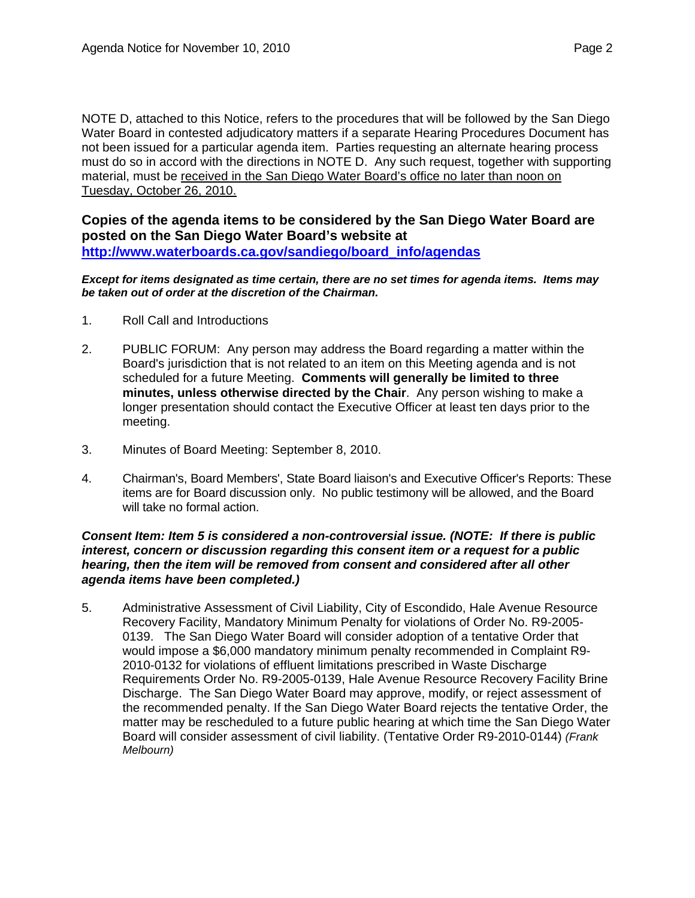NOTE D, attached to this Notice, refers to the procedures that will be followed by the San Diego Water Board in contested adjudicatory matters if a separate Hearing Procedures Document has not been issued for a particular agenda item. Parties requesting an alternate hearing process must do so in accord with the directions in NOTE D. Any such request, together with supporting material, must be received in the San Diego Water Board's office no later than noon on Tuesday, October 26, 2010.

**Copies of the agenda items to be considered by the San Diego Water Board are posted on the San Diego Water Board's website at [http://www.waterboards.ca.gov/sandiego/board_info/agendas](http://www.waterboards.ca.gov/sandiego/board_info/agendas)**

***Except for items designated as time certain, there are no set times for agenda items. Items may be taken out of order at the discretion of the Chairman.***

1. Roll Call and Introductions

2. PUBLIC FORUM: Any person may address the Board regarding a matter within the Board's jurisdiction that is not related to an item on this Meeting agenda and is not scheduled for a future Meeting. **Comments will generally be limited to three minutes, unless otherwise directed by the Chair**. Any person wishing to make a longer presentation should contact the Executive Officer at least ten days prior to the meeting.

3. Minutes of Board Meeting: September 8, 2010.

4. Chairman's, Board Members', State Board liaison's and Executive Officer's Reports: These items are for Board discussion only. No public testimony will be allowed, and the Board will take no formal action.

***Consent Item: Item 5 is considered a non-controversial issue. (NOTE: If there is public interest, concern or discussion regarding this consent item or a request for a public hearing, then the item will be removed from consent and considered after all other agenda items have been completed.)***

5. Administrative Assessment of Civil Liability, City of Escondido, Hale Avenue Resource Recovery Facility, Mandatory Minimum Penalty for violations of Order No. R9-2005-0139. The San Diego Water Board will consider adoption of a tentative Order that would impose a $6,000 mandatory minimum penalty recommended in Complaint R9-2010-0132 for violations of effluent limitations prescribed in Waste Discharge Requirements Order No. R9-2005-0139, Hale Avenue Resource Recovery Facility Brine Discharge. The San Diego Water Board may approve, modify, or reject assessment of the recommended penalty. If the San Diego Water Board rejects the tentative Order, the matter may be rescheduled to a future public hearing at which time the San Diego Water Board will consider assessment of civil liability. (Tentative Order R9-2010-0144) *(Frank Melbourn)*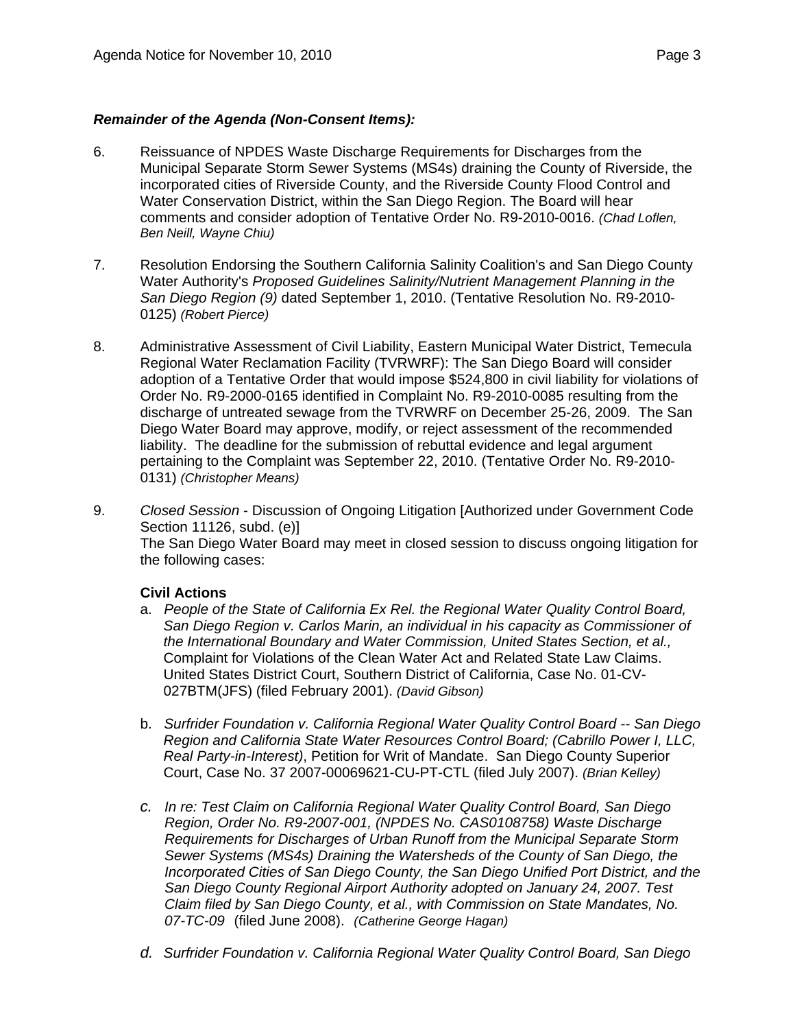***Remainder of the Agenda (Non-Consent Items):***

6. Reissuance of NPDES Waste Discharge Requirements for Discharges from the Municipal Separate Storm Sewer Systems (MS4s) draining the County of Riverside, the incorporated cities of Riverside County, and the Riverside County Flood Control and Water Conservation District, within the San Diego Region. The Board will hear comments and consider adoption of Tentative Order No. R9-2010-0016. *(Chad Loflen, Ben Neill, Wayne Chiu)*

7. Resolution Endorsing the Southern California Salinity Coalition's and San Diego County Water Authority's *Proposed Guidelines Salinity/Nutrient Management Planning in the San Diego Region (9)* dated September 1, 2010. (Tentative Resolution No. R9-2010-0125) *(Robert Pierce)*

8. Administrative Assessment of Civil Liability, Eastern Municipal Water District, Temecula Regional Water Reclamation Facility (TVRWRF): The San Diego Board will consider adoption of a Tentative Order that would impose $524,800 in civil liability for violations of Order No. R9-2000-0165 identified in Complaint No. R9-2010-0085 resulting from the discharge of untreated sewage from the TVRWRF on December 25-26, 2009. The San Diego Water Board may approve, modify, or reject assessment of the recommended liability. The deadline for the submission of rebuttal evidence and legal argument pertaining to the Complaint was September 22, 2010. (Tentative Order No. R9-2010-0131) *(Christopher Means)*

9. *Closed Session* - Discussion of Ongoing Litigation [Authorized under Government Code Section 11126, subd. (e)]
   The San Diego Water Board may meet in closed session to discuss ongoing litigation for the following cases:

   **Civil Actions**

   a. *People of the State of California Ex Rel. the Regional Water Quality Control Board, San Diego Region v. Carlos Marin, an individual in his capacity as Commissioner of the International Boundary and Water Commission, United States Section, et al.,* Complaint for Violations of the Clean Water Act and Related State Law Claims. United States District Court, Southern District of California, Case No. 01-CV-027BTM(JFS) (filed February 2001). *(David Gibson)*

   b. *Surfrider Foundation v. California Regional Water Quality Control Board -- San Diego Region and California State Water Resources Control Board; (Cabrillo Power I, LLC, Real Party-in-Interest)*, Petition for Writ of Mandate. San Diego County Superior Court, Case No. 37 2007-00069621-CU-PT-CTL (filed July 2007). *(Brian Kelley)*

   *c. In re: Test Claim on California Regional Water Quality Control Board, San Diego Region, Order No. R9-2007-001, (NPDES No. CAS0108758) Waste Discharge Requirements for Discharges of Urban Runoff from the Municipal Separate Storm Sewer Systems (MS4s) Draining the Watersheds of the County of San Diego, the Incorporated Cities of San Diego County, the San Diego Unified Port District, and the San Diego County Regional Airport Authority adopted on January 24, 2007. Test Claim filed by San Diego County, et al., with Commission on State Mandates, No. 07-TC-09* (filed June 2008). *(Catherine George Hagan)*

   *d. Surfrider Foundation v. California Regional Water Quality Control Board, San Diego*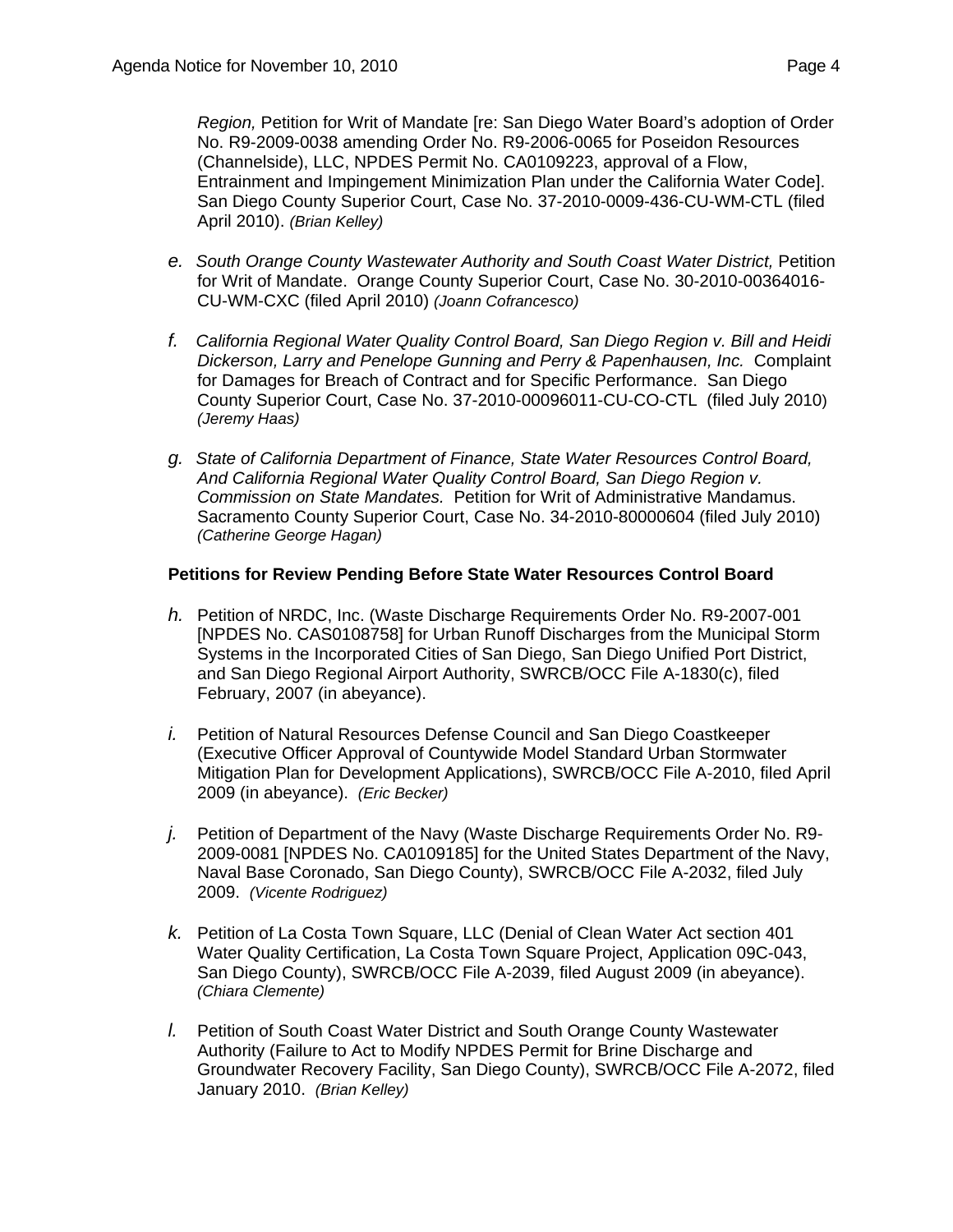*Region,* Petition for Writ of Mandate [re: San Diego Water Board's adoption of Order No. R9-2009-0038 amending Order No. R9-2006-0065 for Poseidon Resources (Channelside), LLC, NPDES Permit No. CA0109223, approval of a Flow, Entrainment and Impingement Minimization Plan under the California Water Code]. San Diego County Superior Court, Case No. 37-2010-0009-436-CU-WM-CTL (filed April 2010). *(Brian Kelley)*

*e.* *South Orange County Wastewater Authority and South Coast Water District,* Petition for Writ of Mandate. Orange County Superior Court, Case No. 30-2010-00364016-CU-WM-CXC (filed April 2010) *(Joann Cofrancesco)*

*f.* *California Regional Water Quality Control Board, San Diego Region v. Bill and Heidi Dickerson, Larry and Penelope Gunning and Perry & Papenhausen, Inc.* Complaint for Damages for Breach of Contract and for Specific Performance. San Diego County Superior Court, Case No. 37-2010-00096011-CU-CO-CTL (filed July 2010) *(Jeremy Haas)*

*g.* *State of California Department of Finance, State Water Resources Control Board, And California Regional Water Quality Control Board, San Diego Region v. Commission on State Mandates.* Petition for Writ of Administrative Mandamus. Sacramento County Superior Court, Case No. 34-2010-80000604 (filed July 2010) *(Catherine George Hagan)*

**Petitions for Review Pending Before State Water Resources Control Board**

*h.* Petition of NRDC, Inc. (Waste Discharge Requirements Order No. R9-2007-001 [NPDES No. CAS0108758] for Urban Runoff Discharges from the Municipal Storm Systems in the Incorporated Cities of San Diego, San Diego Unified Port District, and San Diego Regional Airport Authority, SWRCB/OCC File A-1830(c), filed February, 2007 (in abeyance).

*i.* Petition of Natural Resources Defense Council and San Diego Coastkeeper (Executive Officer Approval of Countywide Model Standard Urban Stormwater Mitigation Plan for Development Applications), SWRCB/OCC File A-2010, filed April 2009 (in abeyance). *(Eric Becker)*

*j.* Petition of Department of the Navy (Waste Discharge Requirements Order No. R9-2009-0081 [NPDES No. CA0109185] for the United States Department of the Navy, Naval Base Coronado, San Diego County), SWRCB/OCC File A-2032, filed July 2009. *(Vicente Rodriguez)*

*k.* Petition of La Costa Town Square, LLC (Denial of Clean Water Act section 401 Water Quality Certification, La Costa Town Square Project, Application 09C-043, San Diego County), SWRCB/OCC File A-2039, filed August 2009 (in abeyance). *(Chiara Clemente)*

*l.* Petition of South Coast Water District and South Orange County Wastewater Authority (Failure to Act to Modify NPDES Permit for Brine Discharge and Groundwater Recovery Facility, San Diego County), SWRCB/OCC File A-2072, filed January 2010. *(Brian Kelley)*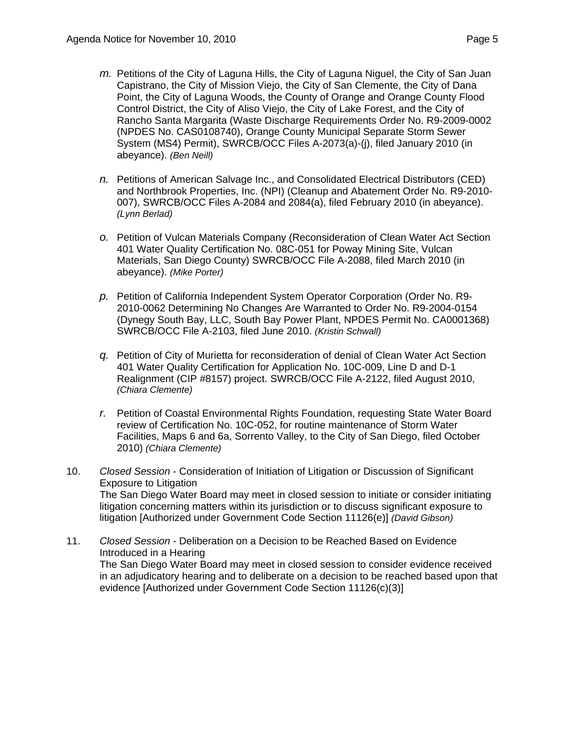*m.* Petitions of the City of Laguna Hills, the City of Laguna Niguel, the City of San Juan Capistrano, the City of Mission Viejo, the City of San Clemente, the City of Dana Point, the City of Laguna Woods, the County of Orange and Orange County Flood Control District, the City of Aliso Viejo, the City of Lake Forest, and the City of Rancho Santa Margarita (Waste Discharge Requirements Order No. R9-2009-0002 (NPDES No. CAS0108740), Orange County Municipal Separate Storm Sewer System (MS4) Permit), SWRCB/OCC Files A-2073(a)-(j), filed January 2010 (in abeyance). *(Ben Neill)*

*n.* Petitions of American Salvage Inc., and Consolidated Electrical Distributors (CED) and Northbrook Properties, Inc. (NPI) (Cleanup and Abatement Order No. R9-2010-007), SWRCB/OCC Files A-2084 and 2084(a), filed February 2010 (in abeyance). *(Lynn Berlad)*

*o.* Petition of Vulcan Materials Company (Reconsideration of Clean Water Act Section 401 Water Quality Certification No. 08C-051 for Poway Mining Site, Vulcan Materials, San Diego County) SWRCB/OCC File A-2088, filed March 2010 (in abeyance). *(Mike Porter)*

*p.* Petition of California Independent System Operator Corporation (Order No. R9-2010-0062 Determining No Changes Are Warranted to Order No. R9-2004-0154 (Dynegy South Bay, LLC, South Bay Power Plant, NPDES Permit No. CA0001368) SWRCB/OCC File A-2103, filed June 2010. *(Kristin Schwall)*

*q.* Petition of City of Murietta for reconsideration of denial of Clean Water Act Section 401 Water Quality Certification for Application No. 10C-009, Line D and D-1 Realignment (CIP #8157) project. SWRCB/OCC File A-2122, filed August 2010, *(Chiara Clemente)*

*r.* Petition of Coastal Environmental Rights Foundation, requesting State Water Board review of Certification No. 10C-052, for routine maintenance of Storm Water Facilities, Maps 6 and 6a, Sorrento Valley, to the City of San Diego, filed October 2010) *(Chiara Clemente)*

10. *Closed Session* - Consideration of Initiation of Litigation or Discussion of Significant Exposure to Litigation
The San Diego Water Board may meet in closed session to initiate or consider initiating litigation concerning matters within its jurisdiction or to discuss significant exposure to litigation [Authorized under Government Code Section 11126(e)] *(David Gibson)*

11. *Closed Session* - Deliberation on a Decision to be Reached Based on Evidence Introduced in a Hearing
The San Diego Water Board may meet in closed session to consider evidence received in an adjudicatory hearing and to deliberate on a decision to be reached based upon that evidence [Authorized under Government Code Section 11126(c)(3)]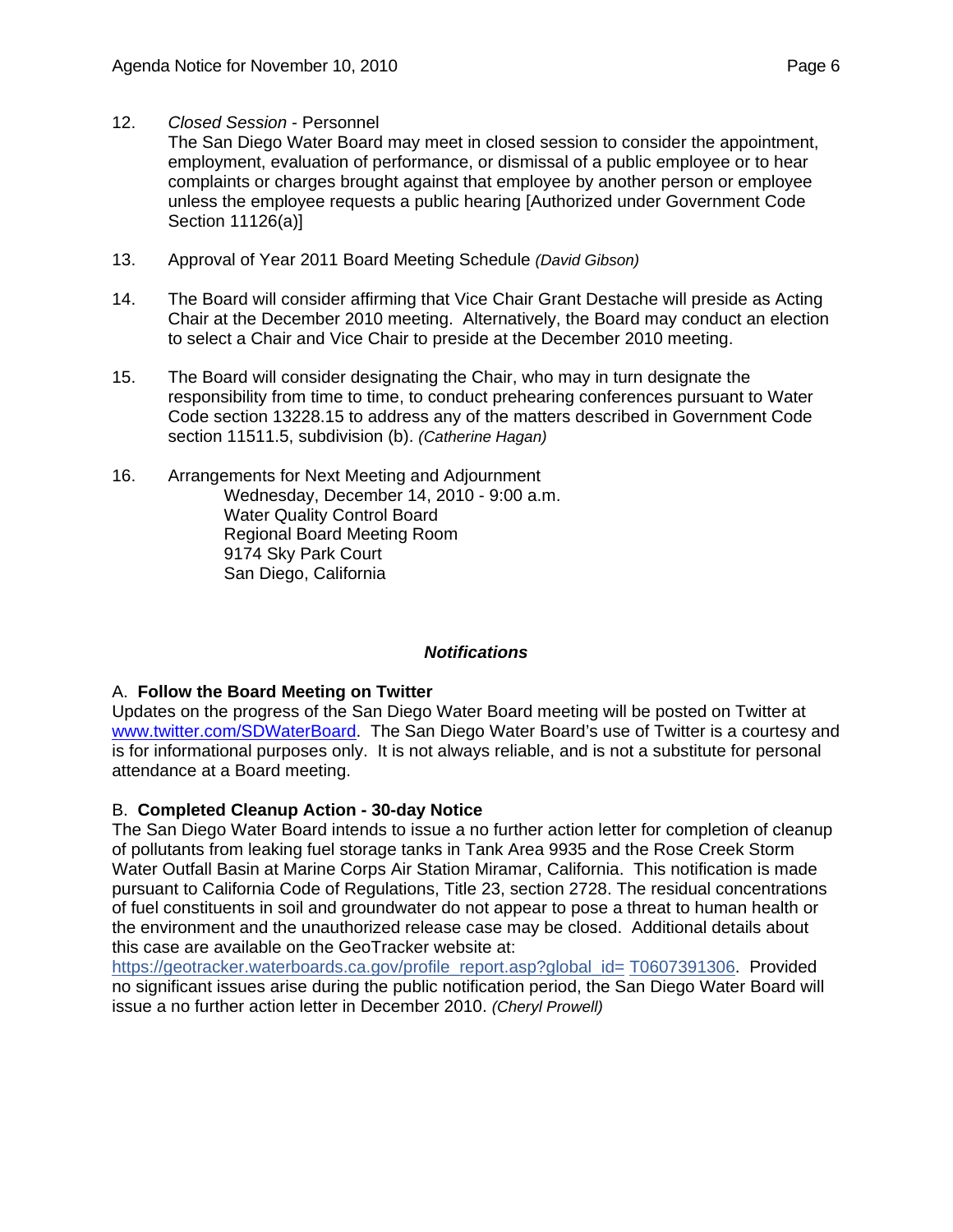12. *Closed Session* - Personnel
    The San Diego Water Board may meet in closed session to consider the appointment, employment, evaluation of performance, or dismissal of a public employee or to hear complaints or charges brought against that employee by another person or employee unless the employee requests a public hearing [Authorized under Government Code Section 11126(a)]

13. Approval of Year 2011 Board Meeting Schedule *(David Gibson)*

14. The Board will consider affirming that Vice Chair Grant Destache will preside as Acting Chair at the December 2010 meeting. Alternatively, the Board may conduct an election to select a Chair and Vice Chair to preside at the December 2010 meeting.

15. The Board will consider designating the Chair, who may in turn designate the responsibility from time to time, to conduct prehearing conferences pursuant to Water Code section 13228.15 to address any of the matters described in Government Code section 11511.5, subdivision (b). *(Catherine Hagan)*

16. Arrangements for Next Meeting and Adjournment
    Wednesday, December 14, 2010 - 9:00 a.m.
    Water Quality Control Board
    Regional Board Meeting Room
    9174 Sky Park Court
    San Diego, California

## *Notifications*

A. **Follow the Board Meeting on Twitter**
Updates on the progress of the San Diego Water Board meeting will be posted on Twitter at www.twitter.com/SDWaterBoard. The San Diego Water Board's use of Twitter is a courtesy and is for informational purposes only. It is not always reliable, and is not a substitute for personal attendance at a Board meeting.

B. **Completed Cleanup Action - 30-day Notice**
The San Diego Water Board intends to issue a no further action letter for completion of cleanup of pollutants from leaking fuel storage tanks in Tank Area 9935 and the Rose Creek Storm Water Outfall Basin at Marine Corps Air Station Miramar, California. This notification is made pursuant to California Code of Regulations, Title 23, section 2728. The residual concentrations of fuel constituents in soil and groundwater do not appear to pose a threat to human health or the environment and the unauthorized release case may be closed. Additional details about this case are available on the GeoTracker website at:
https://geotracker.waterboards.ca.gov/profile_report.asp?global_id= T0607391306. Provided no significant issues arise during the public notification period, the San Diego Water Board will issue a no further action letter in December 2010. *(Cheryl Prowell)*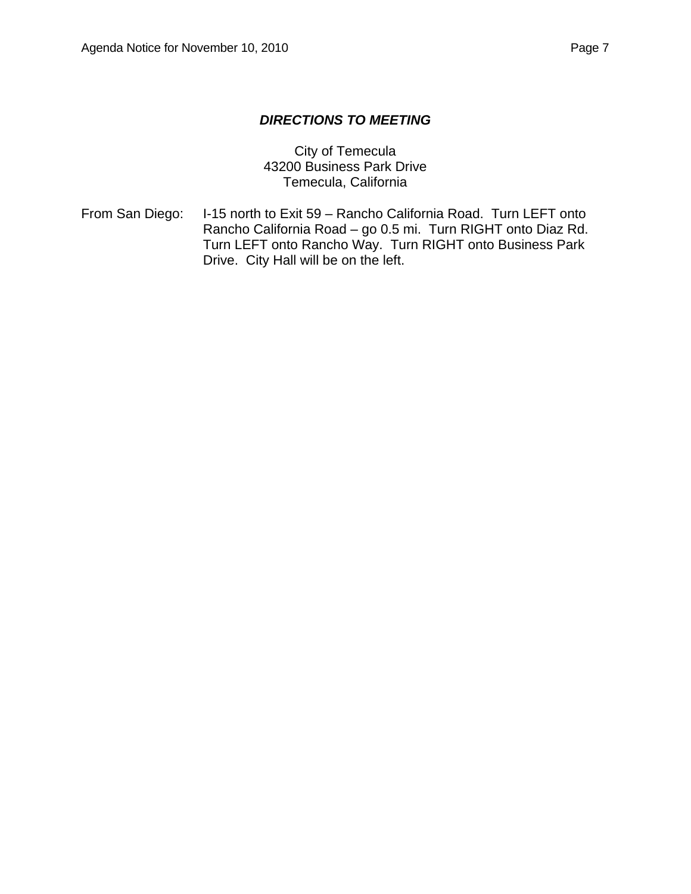## *DIRECTIONS TO MEETING*

City of Temecula
43200 Business Park Drive
Temecula, California

From San Diego: I-15 north to Exit 59 – Rancho California Road. Turn LEFT onto Rancho California Road – go 0.5 mi. Turn RIGHT onto Diaz Rd. Turn LEFT onto Rancho Way. Turn RIGHT onto Business Park Drive. City Hall will be on the left.